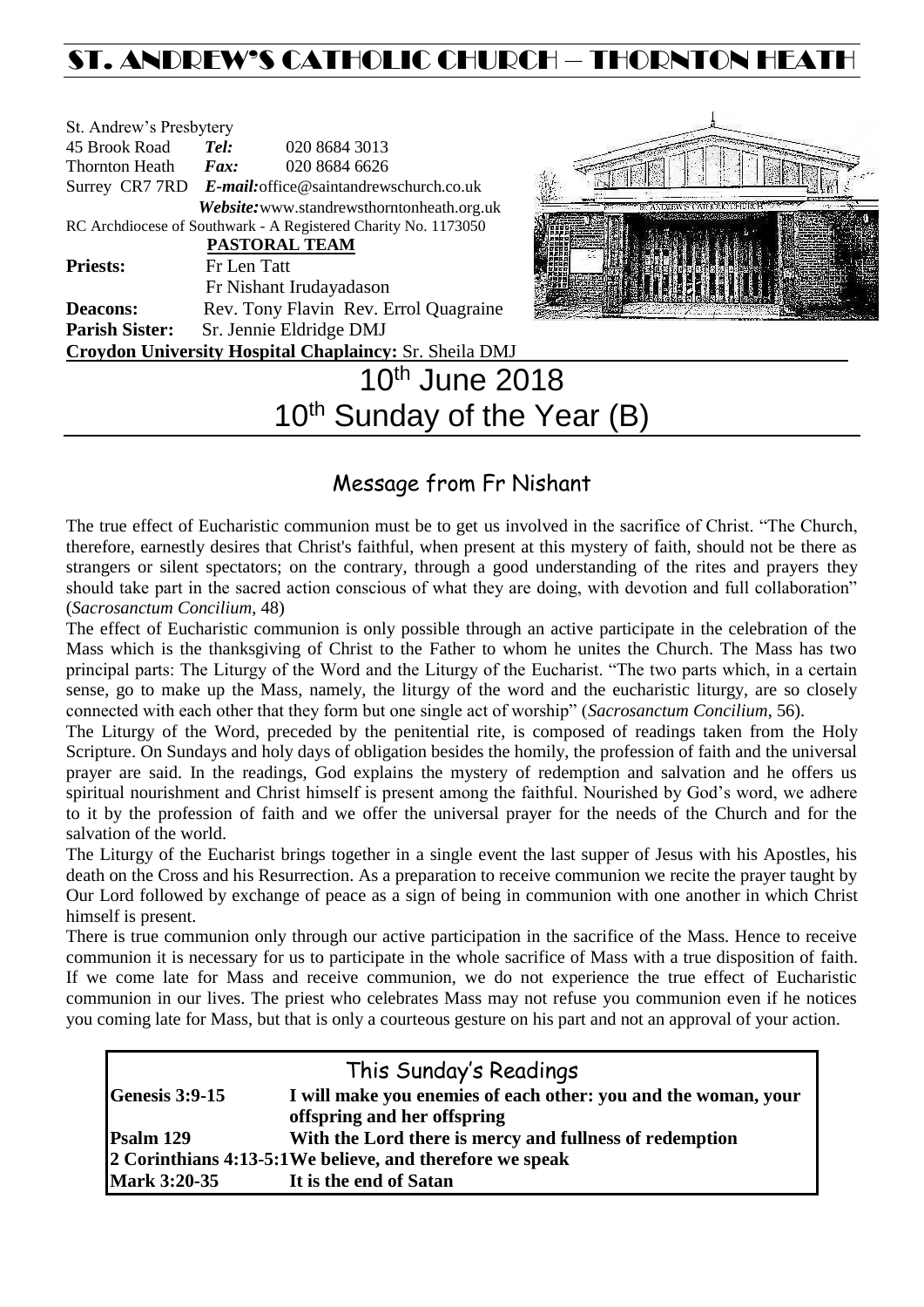# ST. ANDREW'S CATHOLIC CHURCH – THORNTON HEATH

St. Andrew's Presbytery
45 Brook Road *Tel:* 020 8684 3013
Thornton Heath *Fax:* 020 8684 6626
Surrey CR7 7RD *E-mail:* office@saintandrewschurch.co.uk
*Website:* www.standrewsthorntonheath.org.uk
RC Archdiocese of Southwark - A Registered Charity No. 1173050

**PASTORAL TEAM**

**Priests:** Fr Len Tatt
Fr Nishant Irudayadason
**Deacons:** Rev. Tony Flavin Rev. Errol Quagraine
**Parish Sister:** Sr. Jennie Eldridge DMJ
**Croydon University Hospital Chaplaincy:** Sr. Sheila DMJ

# 10th June 2018
# 10th Sunday of the Year (B)

## Message from Fr Nishant

The true effect of Eucharistic communion must be to get us involved in the sacrifice of Christ. "The Church, therefore, earnestly desires that Christ's faithful, when present at this mystery of faith, should not be there as strangers or silent spectators; on the contrary, through a good understanding of the rites and prayers they should take part in the sacred action conscious of what they are doing, with devotion and full collaboration" (*Sacrosanctum Concilium*, 48)

The effect of Eucharistic communion is only possible through an active participate in the celebration of the Mass which is the thanksgiving of Christ to the Father to whom he unites the Church. The Mass has two principal parts: The Liturgy of the Word and the Liturgy of the Eucharist. "The two parts which, in a certain sense, go to make up the Mass, namely, the liturgy of the word and the eucharistic liturgy, are so closely connected with each other that they form but one single act of worship" (*Sacrosanctum Concilium*, 56).

The Liturgy of the Word, preceded by the penitential rite, is composed of readings taken from the Holy Scripture. On Sundays and holy days of obligation besides the homily, the profession of faith and the universal prayer are said. In the readings, God explains the mystery of redemption and salvation and he offers us spiritual nourishment and Christ himself is present among the faithful. Nourished by God's word, we adhere to it by the profession of faith and we offer the universal prayer for the needs of the Church and for the salvation of the world.

The Liturgy of the Eucharist brings together in a single event the last supper of Jesus with his Apostles, his death on the Cross and his Resurrection. As a preparation to receive communion we recite the prayer taught by Our Lord followed by exchange of peace as a sign of being in communion with one another in which Christ himself is present.

There is true communion only through our active participation in the sacrifice of the Mass. Hence to receive communion it is necessary for us to participate in the whole sacrifice of Mass with a true disposition of faith. If we come late for Mass and receive communion, we do not experience the true effect of Eucharistic communion in our lives. The priest who celebrates Mass may not refuse you communion even if he notices you coming late for Mass, but that is only a courteous gesture on his part and not an approval of your action.

## This Sunday's Readings

| | |
|---|---|
| **Genesis 3:9-15** | **I will make you enemies of each other: you and the woman, your offspring and her offspring** |
| **Psalm 129** | **With the Lord there is mercy and fullness of redemption** |
| **2 Corinthians 4:13-5:1** | **We believe, and therefore we speak** |
| **Mark 3:20-35** | **It is the end of Satan** |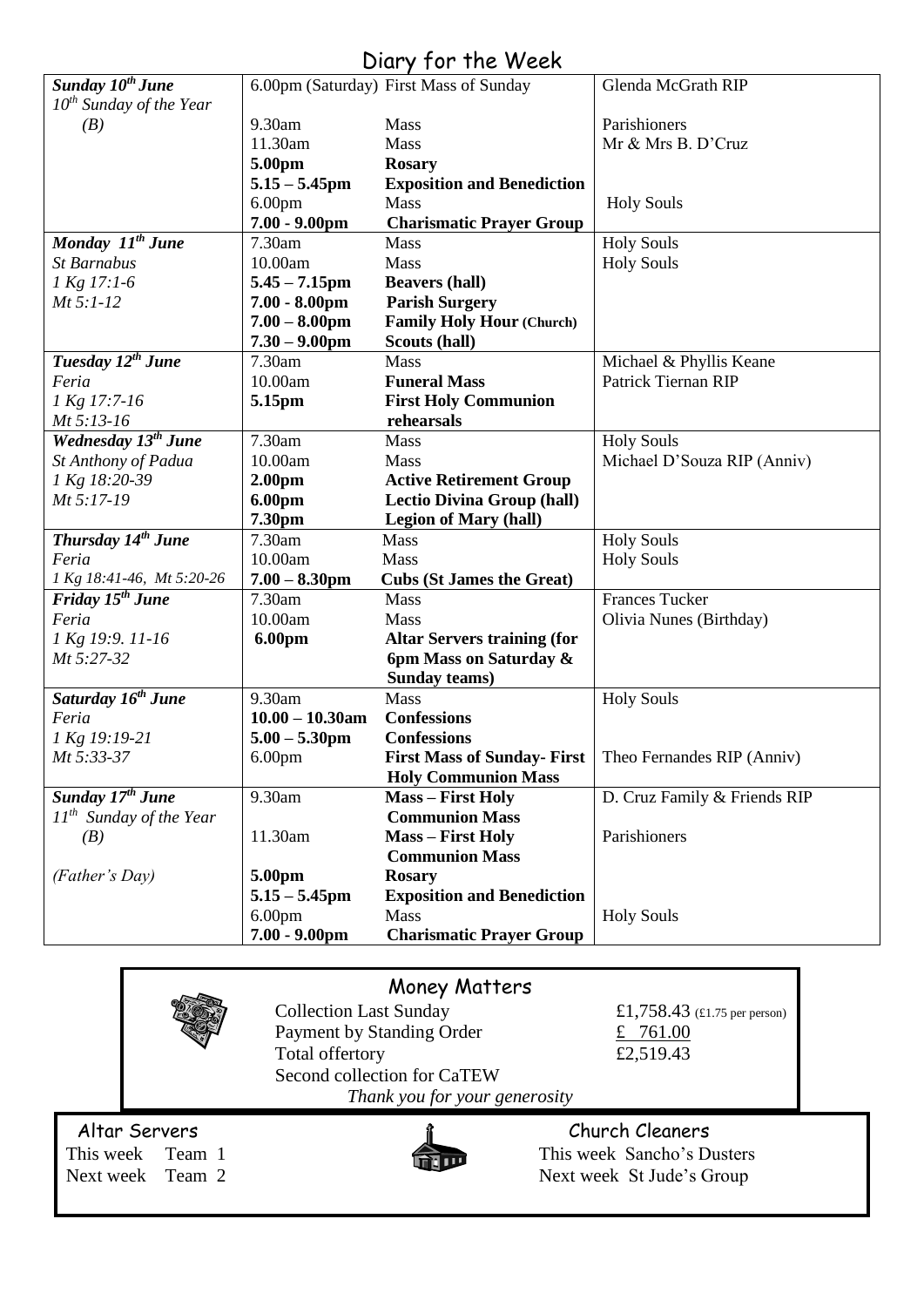# Diary for the Week

| | | | |
|---|---|---|---|
| ***Sunday 10th June*** *10th Sunday of the Year (B)* | 6.00pm (Saturday) | First Mass of Sunday | Glenda McGrath RIP |
| | 9.30am | Mass | Parishioners |
| | 11.30am | Mass | Mr & Mrs B. D'Cruz |
| | **5.00pm** | **Rosary** | |
| | **5.15 – 5.45pm** | **Exposition and Benediction** | |
| | 6.00pm | Mass | Holy Souls |
| | **7.00 - 9.00pm** | **Charismatic Prayer Group** | |
| ***Monday 11th June*** | 7.30am | Mass | Holy Souls |
| *St Barnabus* | 10.00am | Mass | Holy Souls |
| *1 Kg 17:1-6* | **5.45 – 7.15pm** | **Beavers (hall)** | |
| *Mt 5:1-12* | **7.00 - 8.00pm** | **Parish Surgery** | |
| | **7.00 – 8.00pm** | **Family Holy Hour (Church)** | |
| | **7.30 – 9.00pm** | **Scouts (hall)** | |
| ***Tuesday 12th June*** | 7.30am | Mass | Michael & Phyllis Keane |
| *Feria* | 10.00am | **Funeral Mass** | Patrick Tiernan RIP |
| *1 Kg 17:7-16* | **5.15pm** | **First Holy Communion rehearsals** | |
| *Mt 5:13-16* | | | |
| ***Wednesday 13th June*** | 7.30am | Mass | Holy Souls |
| *St Anthony of Padua* | 10.00am | Mass | Michael D'Souza RIP (Anniv) |
| *1 Kg 18:20-39* | **2.00pm** | **Active Retirement Group** | |
| *Mt 5:17-19* | **6.00pm** | **Lectio Divina Group (hall)** | |
| | **7.30pm** | **Legion of Mary (hall)** | |
| ***Thursday 14th June*** | 7.30am | Mass | Holy Souls |
| *Feria* | 10.00am | Mass | Holy Souls |
| *1 Kg 18:41-46, Mt 5:20-26* | **7.00 – 8.30pm** | **Cubs (St James the Great)** | |
| ***Friday 15th June*** | 7.30am | Mass | Frances Tucker |
| *Feria* | 10.00am | Mass | Olivia Nunes (Birthday) |
| *1 Kg 19:9. 11-16* | **6.00pm** | **Altar Servers training (for 6pm Mass on Saturday & Sunday teams)** | |
| *Mt 5:27-32* | | | |
| ***Saturday 16th June*** | 9.30am | Mass | Holy Souls |
| *Feria* | **10.00 – 10.30am** | **Confessions** | |
| *1 Kg 19:19-21* | **5.00 – 5.30pm** | **Confessions** | |
| *Mt 5:33-37* | 6.00pm | **First Mass of Sunday- First Holy Communion Mass** | Theo Fernandes RIP (Anniv) |
| ***Sunday 17th June*** *11th Sunday of the Year (B)* | 9.30am | **Mass – First Holy Communion Mass** | D. Cruz Family & Friends RIP |
| | 11.30am | **Mass – First Holy Communion Mass** | Parishioners |
| *(Father's Day)* | **5.00pm** | **Rosary** | |
| | **5.15 – 5.45pm** | **Exposition and Benediction** | |
| | 6.00pm | Mass | Holy Souls |
| | **7.00 - 9.00pm** | **Charismatic Prayer Group** | |

## Money Matters

| | |
|---|---|
| Collection Last Sunday | £1,758.43 (£1.75 per person) |
| Payment by Standing Order | £ 761.00 |
| Total offertory | £2,519.43 |
| Second collection for CaTEW | |

*Thank you for your generosity*

## Altar Servers

This week Team 1
Next week Team 2

## Church Cleaners

This week Sancho's Dusters
Next week St Jude's Group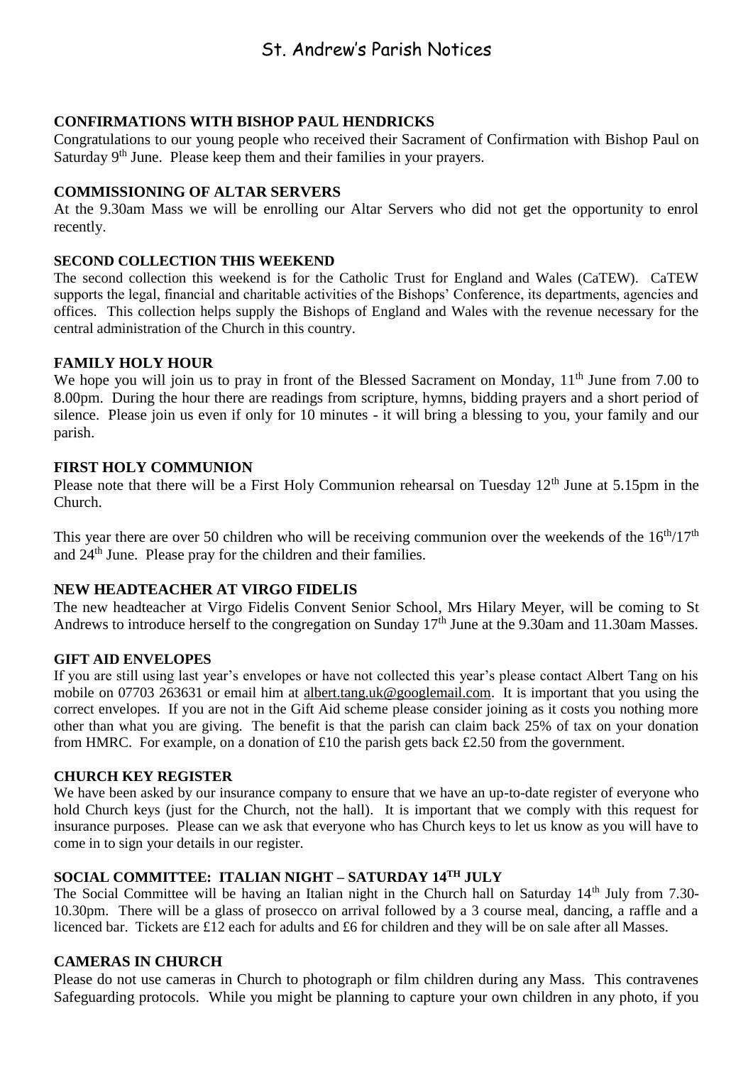# St. Andrew's Parish Notices

### CONFIRMATIONS WITH BISHOP PAUL HENDRICKS

Congratulations to our young people who received their Sacrament of Confirmation with Bishop Paul on Saturday 9th June. Please keep them and their families in your prayers.

### COMMISSIONING OF ALTAR SERVERS

At the 9.30am Mass we will be enrolling our Altar Servers who did not get the opportunity to enrol recently.

### SECOND COLLECTION THIS WEEKEND

The second collection this weekend is for the Catholic Trust for England and Wales (CaTEW). CaTEW supports the legal, financial and charitable activities of the Bishops' Conference, its departments, agencies and offices. This collection helps supply the Bishops of England and Wales with the revenue necessary for the central administration of the Church in this country.

### FAMILY HOLY HOUR

We hope you will join us to pray in front of the Blessed Sacrament on Monday, 11th June from 7.00 to 8.00pm. During the hour there are readings from scripture, hymns, bidding prayers and a short period of silence. Please join us even if only for 10 minutes - it will bring a blessing to you, your family and our parish.

### FIRST HOLY COMMUNION

Please note that there will be a First Holy Communion rehearsal on Tuesday 12th June at 5.15pm in the Church.

This year there are over 50 children who will be receiving communion over the weekends of the 16th/17th and 24th June. Please pray for the children and their families.

### NEW HEADTEACHER AT VIRGO FIDELIS

The new headteacher at Virgo Fidelis Convent Senior School, Mrs Hilary Meyer, will be coming to St Andrews to introduce herself to the congregation on Sunday 17th June at the 9.30am and 11.30am Masses.

### GIFT AID ENVELOPES

If you are still using last year's envelopes or have not collected this year's please contact Albert Tang on his mobile on 07703 263631 or email him at albert.tang.uk@googlemail.com. It is important that you using the correct envelopes. If you are not in the Gift Aid scheme please consider joining as it costs you nothing more other than what you are giving. The benefit is that the parish can claim back 25% of tax on your donation from HMRC. For example, on a donation of £10 the parish gets back £2.50 from the government.

### CHURCH KEY REGISTER

We have been asked by our insurance company to ensure that we have an up-to-date register of everyone who hold Church keys (just for the Church, not the hall). It is important that we comply with this request for insurance purposes. Please can we ask that everyone who has Church keys to let us know as you will have to come in to sign your details in our register.

### SOCIAL COMMITTEE: ITALIAN NIGHT – SATURDAY 14TH JULY

The Social Committee will be having an Italian night in the Church hall on Saturday 14th July from 7.30-10.30pm. There will be a glass of prosecco on arrival followed by a 3 course meal, dancing, a raffle and a licenced bar. Tickets are £12 each for adults and £6 for children and they will be on sale after all Masses.

### CAMERAS IN CHURCH

Please do not use cameras in Church to photograph or film children during any Mass. This contravenes Safeguarding protocols. While you might be planning to capture your own children in any photo, if you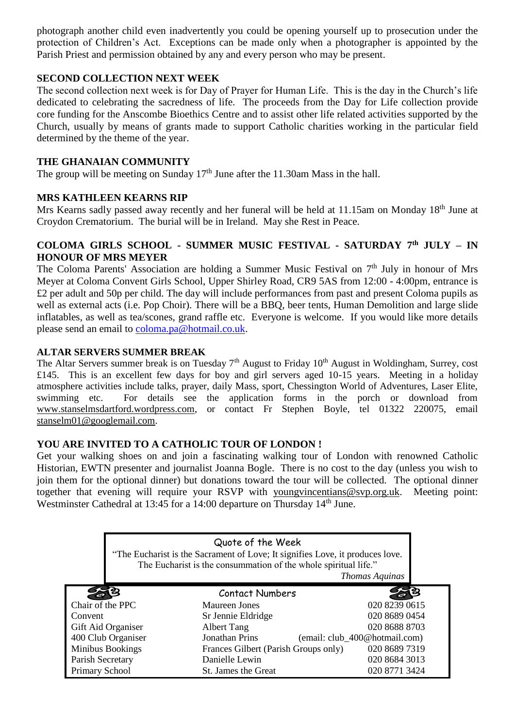photograph another child even inadvertently you could be opening yourself up to prosecution under the protection of Children's Act. Exceptions can be made only when a photographer is appointed by the Parish Priest and permission obtained by any and every person who may be present.

**SECOND COLLECTION NEXT WEEK**

The second collection next week is for Day of Prayer for Human Life. This is the day in the Church's life dedicated to celebrating the sacredness of life. The proceeds from the Day for Life collection provide core funding for the Anscombe Bioethics Centre and to assist other life related activities supported by the Church, usually by means of grants made to support Catholic charities working in the particular field determined by the theme of the year.

**THE GHANAIAN COMMUNITY**

The group will be meeting on Sunday 17th June after the 11.30am Mass in the hall.

**MRS KATHLEEN KEARNS RIP**

Mrs Kearns sadly passed away recently and her funeral will be held at 11.15am on Monday 18th June at Croydon Crematorium. The burial will be in Ireland. May she Rest in Peace.

**COLOMA GIRLS SCHOOL - SUMMER MUSIC FESTIVAL - SATURDAY 7th JULY – IN HONOUR OF MRS MEYER**

The Coloma Parents' Association are holding a Summer Music Festival on 7th July in honour of Mrs Meyer at Coloma Convent Girls School, Upper Shirley Road, CR9 5AS from 12:00 - 4:00pm, entrance is £2 per adult and 50p per child. The day will include performances from past and present Coloma pupils as well as external acts (i.e. Pop Choir). There will be a BBQ, beer tents, Human Demolition and large slide inflatables, as well as tea/scones, grand raffle etc. Everyone is welcome. If you would like more details please send an email to coloma.pa@hotmail.co.uk.

**ALTAR SERVERS SUMMER BREAK**

The Altar Servers summer break is on Tuesday 7th August to Friday 10th August in Woldingham, Surrey, cost £145. This is an excellent few days for boy and girl servers aged 10-15 years. Meeting in a holiday atmosphere activities include talks, prayer, daily Mass, sport, Chessington World of Adventures, Laser Elite, swimming etc. For details see the application forms in the porch or download from www.stanselmsdartford.wordpress.com, or contact Fr Stephen Boyle, tel 01322 220075, email stanselm01@googlemail.com.

**YOU ARE INVITED TO A CATHOLIC TOUR OF LONDON !**

Get your walking shoes on and join a fascinating walking tour of London with renowned Catholic Historian, EWTN presenter and journalist Joanna Bogle. There is no cost to the day (unless you wish to join them for the optional dinner) but donations toward the tour will be collected. The optional dinner together that evening will require your RSVP with youngvincentians@svp.org.uk. Meeting point: Westminster Cathedral at 13:45 for a 14:00 departure on Thursday 14th June.

**Quote of the Week**

"The Eucharist is the Sacrament of Love; It signifies Love, it produces love. The Eucharist is the consummation of the whole spiritual life."

*Thomas Aquinas*

**Contact Numbers**

| | | |
|---|---|---|
| Chair of the PPC | Maureen Jones | 020 8239 0615 |
| Convent | Sr Jennie Eldridge | 020 8689 0454 |
| Gift Aid Organiser | Albert Tang | 020 8688 8703 |
| 400 Club Organiser | Jonathan Prins | (email: club_400@hotmail.com) |
| Minibus Bookings | Frances Gilbert (Parish Groups only) | 020 8689 7319 |
| Parish Secretary | Danielle Lewin | 020 8684 3013 |
| Primary School | St. James the Great | 020 8771 3424 |